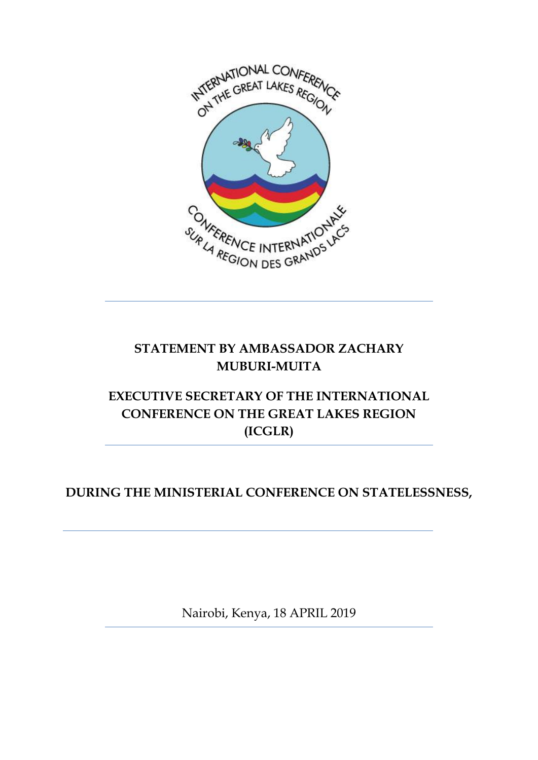**STATEMENT BY AMBASSADOR ZACHARY MUBURI-MUITA**

**EXECUTIVE SECRETARY OF THE INTERNATIONAL CONFERENCE ON THE GREAT LAKES REGION (ICGLR)**

**DURING THE MINISTERIAL CONFERENCE ON STATELESSNESS,**

Nairobi, Kenya, 18 APRIL 2019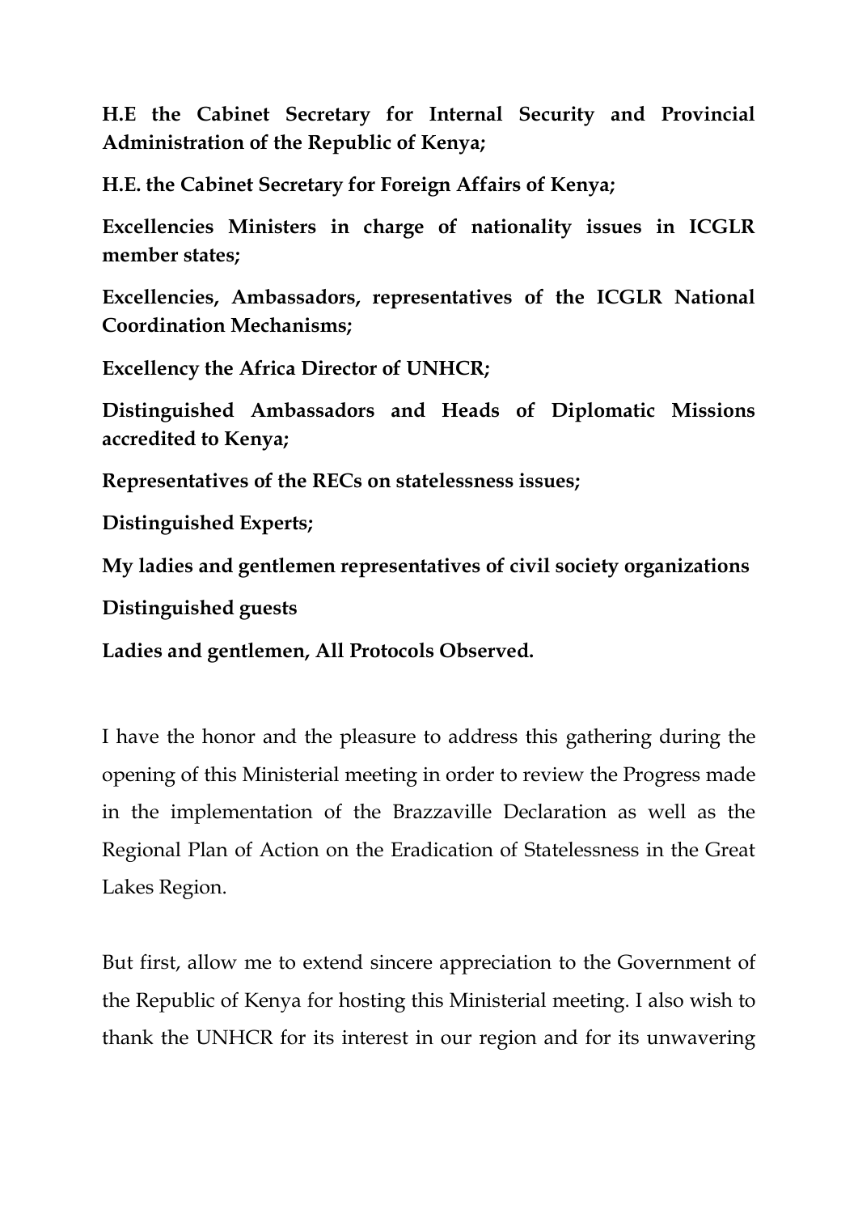**H.E the Cabinet Secretary for Internal Security and Provincial Administration of the Republic of Kenya;**

**H.E. the Cabinet Secretary for Foreign Affairs of Kenya;**

**Excellencies Ministers in charge of nationality issues in ICGLR member states;**

**Excellencies, Ambassadors, representatives of the ICGLR National Coordination Mechanisms;**

**Excellency the Africa Director of UNHCR;**

**Distinguished Ambassadors and Heads of Diplomatic Missions accredited to Kenya;**

**Representatives of the RECs on statelessness issues;**

**Distinguished Experts;**

**My ladies and gentlemen representatives of civil society organizations**

**Distinguished guests**

**Ladies and gentlemen, All Protocols Observed.**

I have the honor and the pleasure to address this gathering during the opening of this Ministerial meeting in order to review the Progress made in the implementation of the Brazzaville Declaration as well as the Regional Plan of Action on the Eradication of Statelessness in the Great Lakes Region.

But first, allow me to extend sincere appreciation to the Government of the Republic of Kenya for hosting this Ministerial meeting. I also wish to thank the UNHCR for its interest in our region and for its unwavering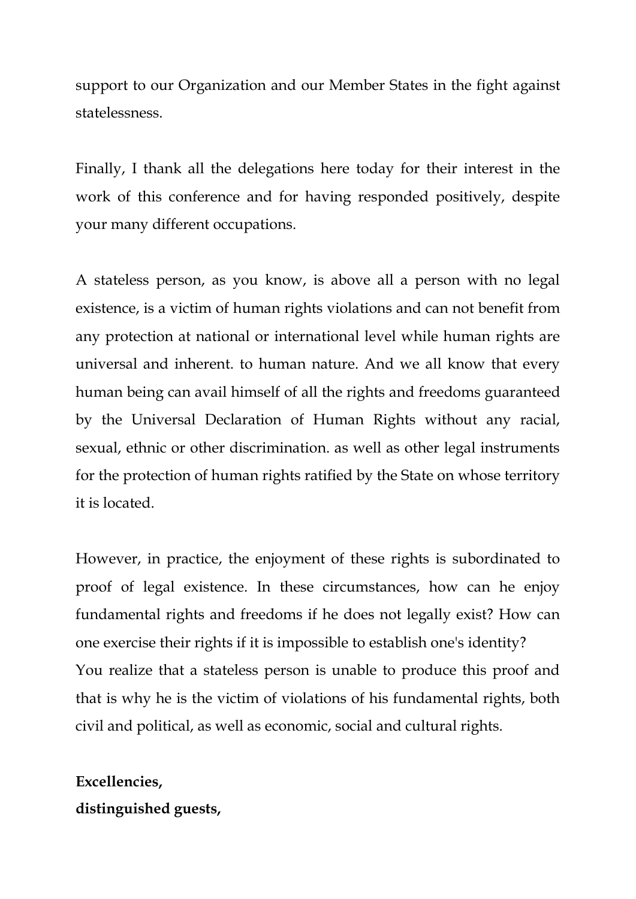support to our Organization and our Member States in the fight against statelessness.

Finally, I thank all the delegations here today for their interest in the work of this conference and for having responded positively, despite your many different occupations.

A stateless person, as you know, is above all a person with no legal existence, is a victim of human rights violations and can not benefit from any protection at national or international level while human rights are universal and inherent. to human nature. And we all know that every human being can avail himself of all the rights and freedoms guaranteed by the Universal Declaration of Human Rights without any racial, sexual, ethnic or other discrimination. as well as other legal instruments for the protection of human rights ratified by the State on whose territory it is located.

However, in practice, the enjoyment of these rights is subordinated to proof of legal existence. In these circumstances, how can he enjoy fundamental rights and freedoms if he does not legally exist? How can one exercise their rights if it is impossible to establish one's identity?
You realize that a stateless person is unable to produce this proof and that is why he is the victim of violations of his fundamental rights, both civil and political, as well as economic, social and cultural rights.

**Excellencies,**
**distinguished guests,**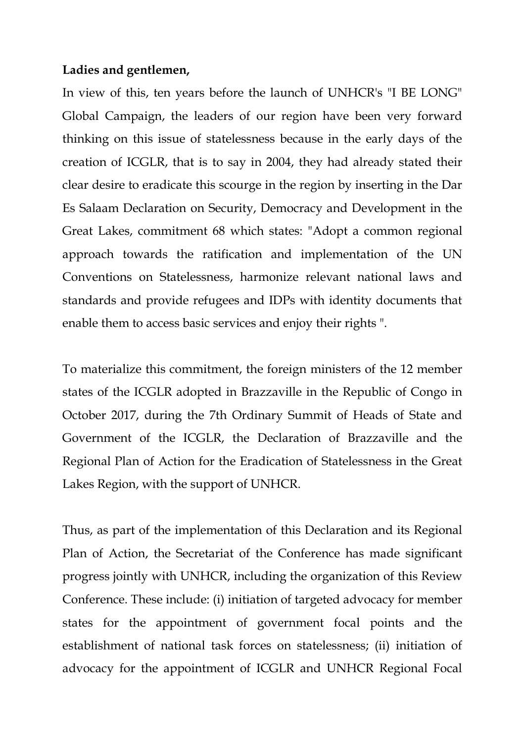**Ladies and gentlemen,**

In view of this, ten years before the launch of UNHCR's "I BE LONG" Global Campaign, the leaders of our region have been very forward thinking on this issue of statelessness because in the early days of the creation of ICGLR, that is to say in 2004, they had already stated their clear desire to eradicate this scourge in the region by inserting in the Dar Es Salaam Declaration on Security, Democracy and Development in the Great Lakes, commitment 68 which states: "Adopt a common regional approach towards the ratification and implementation of the UN Conventions on Statelessness, harmonize relevant national laws and standards and provide refugees and IDPs with identity documents that enable them to access basic services and enjoy their rights ".

To materialize this commitment, the foreign ministers of the 12 member states of the ICGLR adopted in Brazzaville in the Republic of Congo in October 2017, during the 7th Ordinary Summit of Heads of State and Government of the ICGLR, the Declaration of Brazzaville and the Regional Plan of Action for the Eradication of Statelessness in the Great Lakes Region, with the support of UNHCR.

Thus, as part of the implementation of this Declaration and its Regional Plan of Action, the Secretariat of the Conference has made significant progress jointly with UNHCR, including the organization of this Review Conference. These include: (i) initiation of targeted advocacy for member states for the appointment of government focal points and the establishment of national task forces on statelessness; (ii) initiation of advocacy for the appointment of ICGLR and UNHCR Regional Focal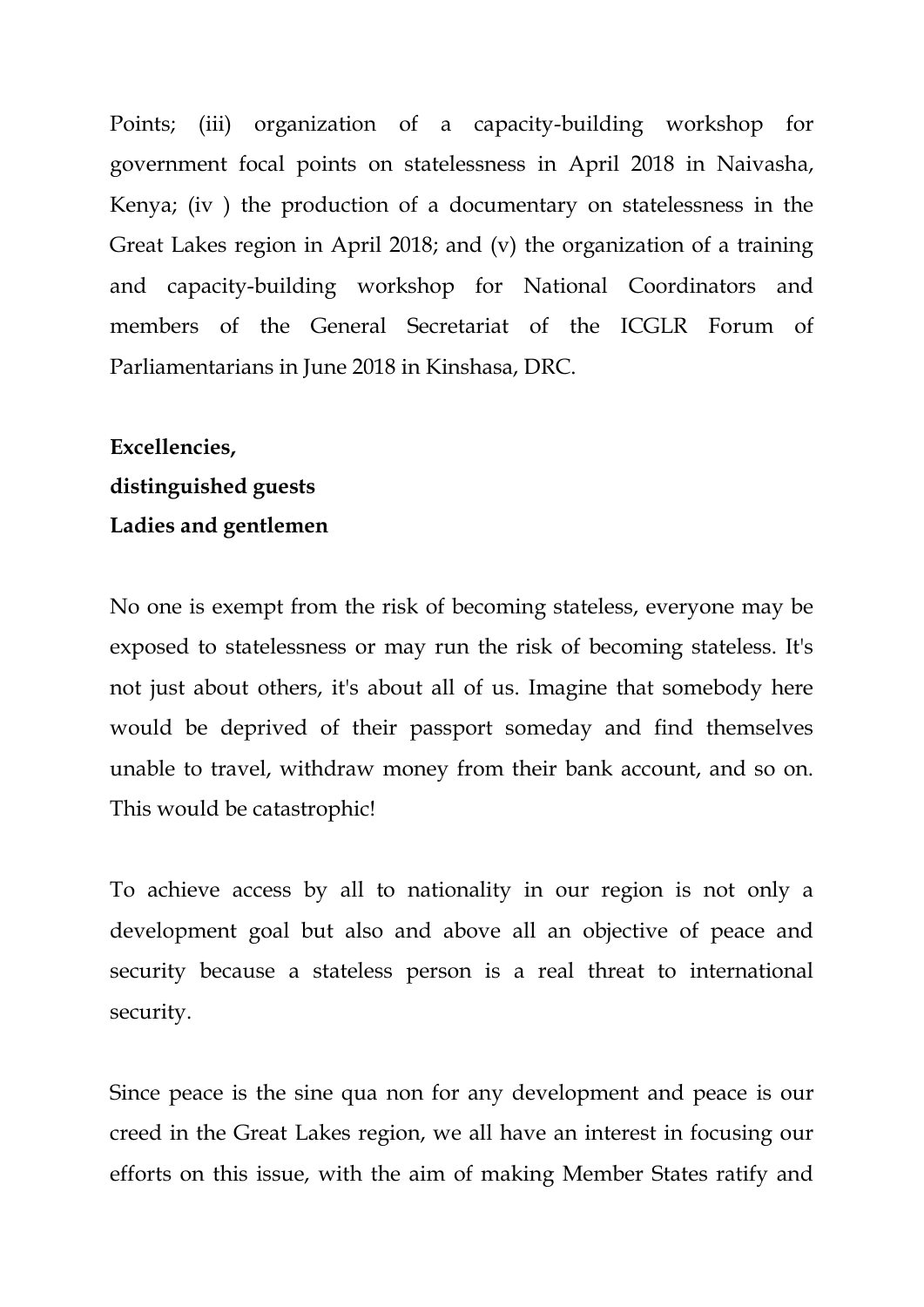Points; (iii) organization of a capacity-building workshop for government focal points on statelessness in April 2018 in Naivasha, Kenya; (iv ) the production of a documentary on statelessness in the Great Lakes region in April 2018; and (v) the organization of a training and capacity-building workshop for National Coordinators and members of the General Secretariat of the ICGLR Forum of Parliamentarians in June 2018 in Kinshasa, DRC.

**Excellencies,**
**distinguished guests**
**Ladies and gentlemen**

No one is exempt from the risk of becoming stateless, everyone may be exposed to statelessness or may run the risk of becoming stateless. It's not just about others, it's about all of us. Imagine that somebody here would be deprived of their passport someday and find themselves unable to travel, withdraw money from their bank account, and so on. This would be catastrophic!

To achieve access by all to nationality in our region is not only a development goal but also and above all an objective of peace and security because a stateless person is a real threat to international security.

Since peace is the sine qua non for any development and peace is our creed in the Great Lakes region, we all have an interest in focusing our efforts on this issue, with the aim of making Member States ratify and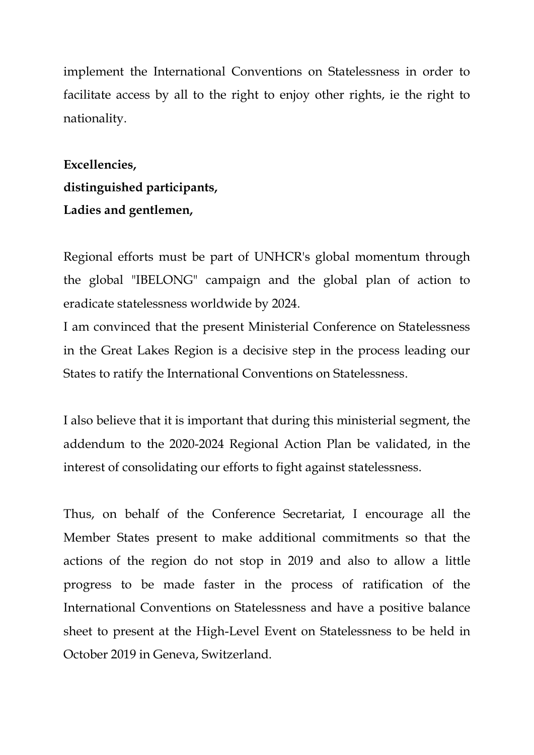implement the International Conventions on Statelessness in order to facilitate access by all to the right to enjoy other rights, ie the right to nationality.

**Excellencies,**
**distinguished participants,**
**Ladies and gentlemen,**

Regional efforts must be part of UNHCR's global momentum through the global "IBELONG" campaign and the global plan of action to eradicate statelessness worldwide by 2024.
I am convinced that the present Ministerial Conference on Statelessness in the Great Lakes Region is a decisive step in the process leading our States to ratify the International Conventions on Statelessness.

I also believe that it is important that during this ministerial segment, the addendum to the 2020-2024 Regional Action Plan be validated, in the interest of consolidating our efforts to fight against statelessness.

Thus, on behalf of the Conference Secretariat, I encourage all the Member States present to make additional commitments so that the actions of the region do not stop in 2019 and also to allow a little progress to be made faster in the process of ratification of the International Conventions on Statelessness and have a positive balance sheet to present at the High-Level Event on Statelessness to be held in October 2019 in Geneva, Switzerland.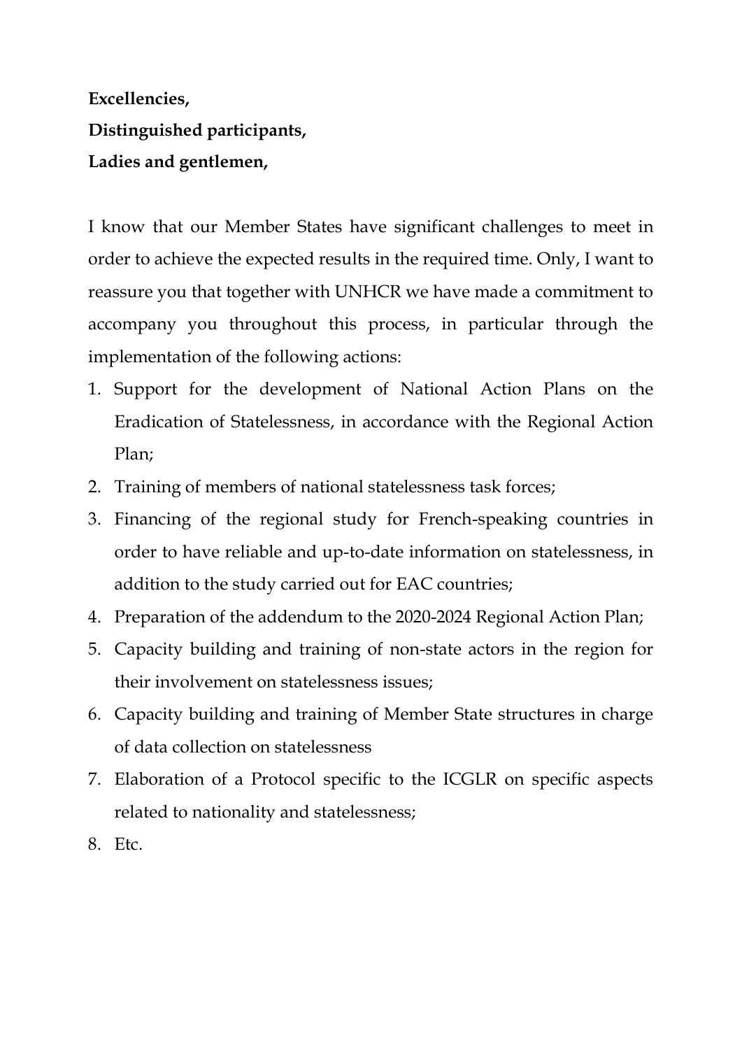**Excellencies,**

**Distinguished participants,**

**Ladies and gentlemen,**

I know that our Member States have significant challenges to meet in order to achieve the expected results in the required time. Only, I want to reassure you that together with UNHCR we have made a commitment to accompany you throughout this process, in particular through the implementation of the following actions:

1. Support for the development of National Action Plans on the Eradication of Statelessness, in accordance with the Regional Action Plan;
2. Training of members of national statelessness task forces;
3. Financing of the regional study for French-speaking countries in order to have reliable and up-to-date information on statelessness, in addition to the study carried out for EAC countries;
4. Preparation of the addendum to the 2020-2024 Regional Action Plan;
5. Capacity building and training of non-state actors in the region for their involvement on statelessness issues;
6. Capacity building and training of Member State structures in charge of data collection on statelessness
7. Elaboration of a Protocol specific to the ICGLR on specific aspects related to nationality and statelessness;
8. Etc.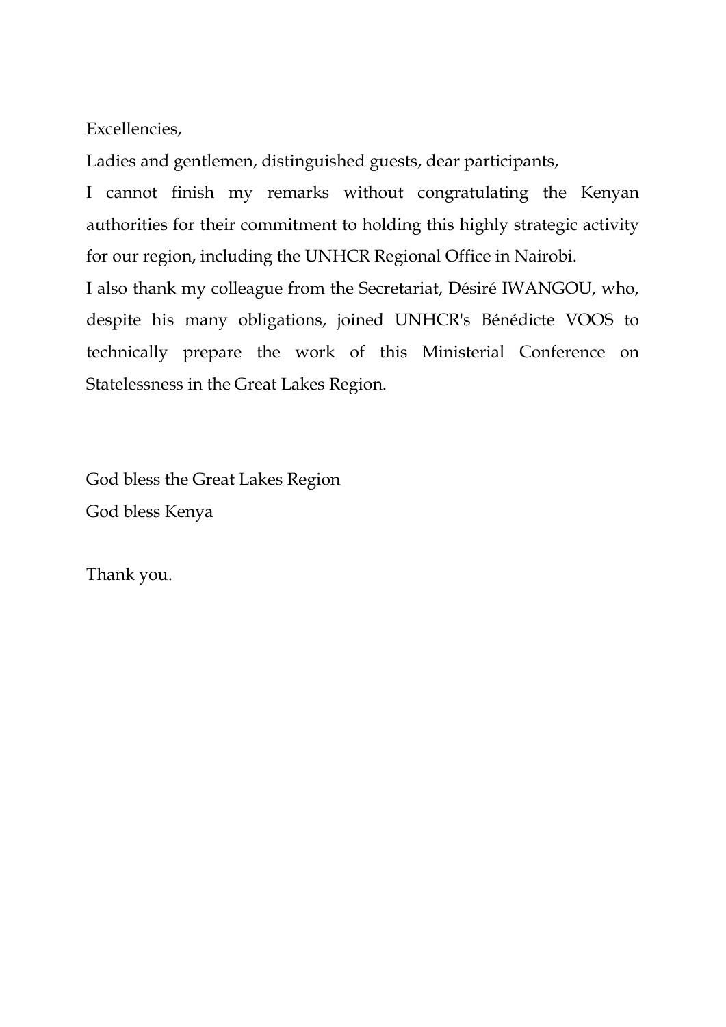Excellencies,

Ladies and gentlemen, distinguished guests, dear participants,

I cannot finish my remarks without congratulating the Kenyan authorities for their commitment to holding this highly strategic activity for our region, including the UNHCR Regional Office in Nairobi.

I also thank my colleague from the Secretariat, Désiré IWANGOU, who, despite his many obligations, joined UNHCR's Bénédicte VOOS to technically prepare the work of this Ministerial Conference on Statelessness in the Great Lakes Region.

God bless the Great Lakes Region

God bless Kenya

Thank you.